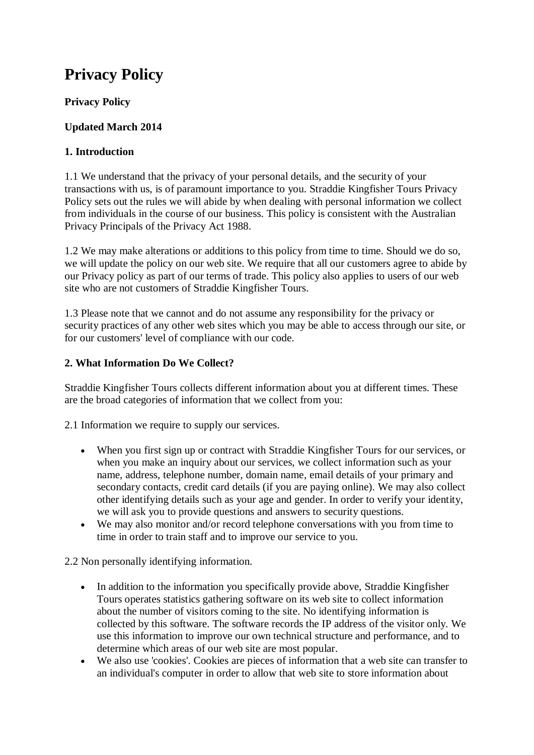# Privacy Policy

**Privacy Policy**

**Updated March 2014**

**1. Introduction**

1.1 We understand that the privacy of your personal details, and the security of your transactions with us, is of paramount importance to you. Straddie Kingfisher Tours Privacy Policy sets out the rules we will abide by when dealing with personal information we collect from individuals in the course of our business. This policy is consistent with the Australian Privacy Principals of the Privacy Act 1988.

1.2 We may make alterations or additions to this policy from time to time. Should we do so, we will update the policy on our web site. We require that all our customers agree to abide by our Privacy policy as part of our terms of trade. This policy also applies to users of our web site who are not customers of Straddie Kingfisher Tours.

1.3 Please note that we cannot and do not assume any responsibility for the privacy or security practices of any other web sites which you may be able to access through our site, or for our customers' level of compliance with our code.

**2. What Information Do We Collect?**

Straddie Kingfisher Tours collects different information about you at different times. These are the broad categories of information that we collect from you:

2.1 Information we require to supply our services.

- When you first sign up or contract with Straddie Kingfisher Tours for our services, or when you make an inquiry about our services, we collect information such as your name, address, telephone number, domain name, email details of your primary and secondary contacts, credit card details (if you are paying online). We may also collect other identifying details such as your age and gender. In order to verify your identity, we will ask you to provide questions and answers to security questions.
- We may also monitor and/or record telephone conversations with you from time to time in order to train staff and to improve our service to you.

2.2 Non personally identifying information.

- In addition to the information you specifically provide above, Straddie Kingfisher Tours operates statistics gathering software on its web site to collect information about the number of visitors coming to the site. No identifying information is collected by this software. The software records the IP address of the visitor only. We use this information to improve our own technical structure and performance, and to determine which areas of our web site are most popular.
- We also use 'cookies'. Cookies are pieces of information that a web site can transfer to an individual's computer in order to allow that web site to store information about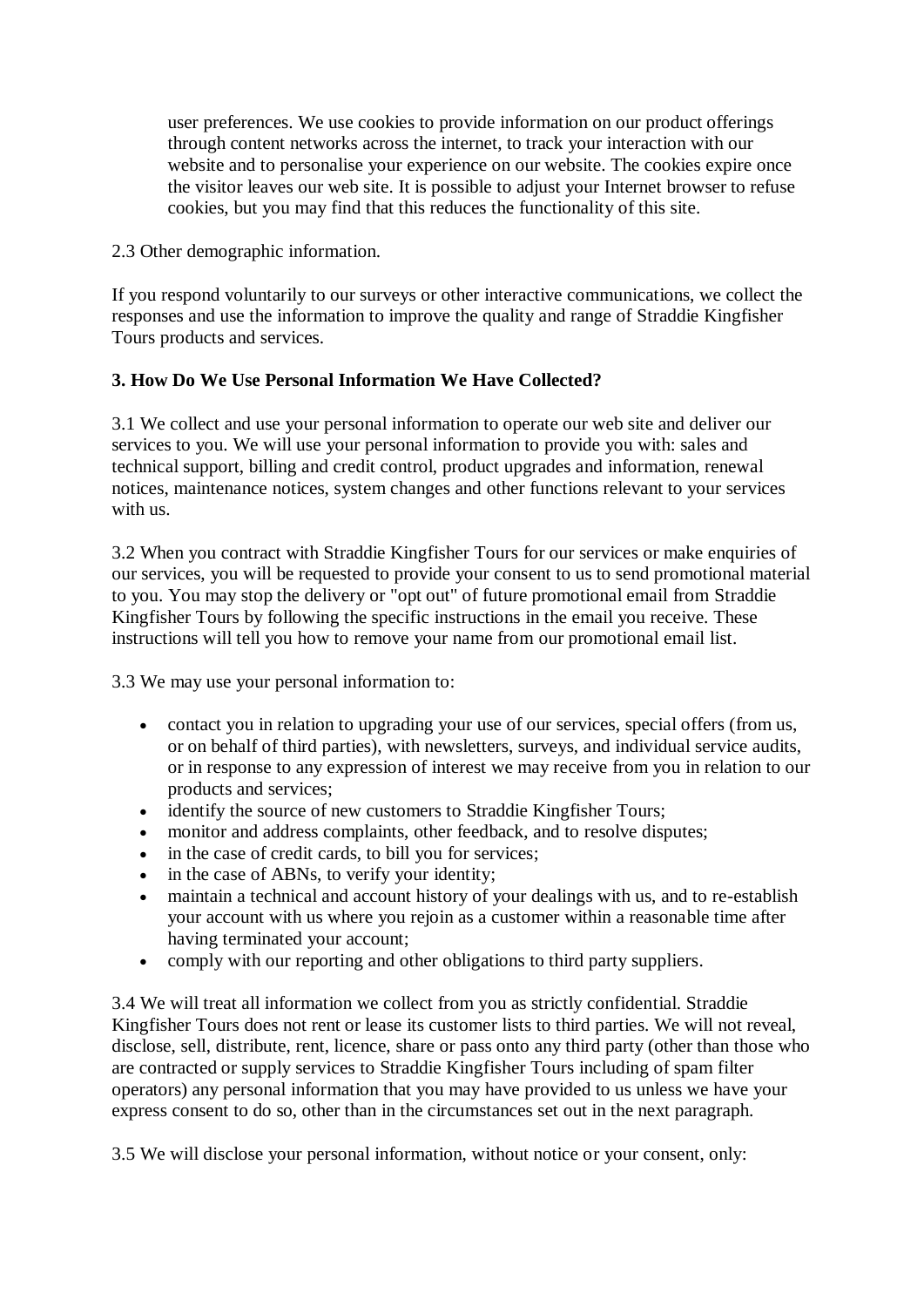user preferences. We use cookies to provide information on our product offerings through content networks across the internet, to track your interaction with our website and to personalise your experience on our website. The cookies expire once the visitor leaves our web site. It is possible to adjust your Internet browser to refuse cookies, but you may find that this reduces the functionality of this site.

2.3 Other demographic information.

If you respond voluntarily to our surveys or other interactive communications, we collect the responses and use the information to improve the quality and range of Straddie Kingfisher Tours products and services.

**3. How Do We Use Personal Information We Have Collected?**

3.1 We collect and use your personal information to operate our web site and deliver our services to you. We will use your personal information to provide you with: sales and technical support, billing and credit control, product upgrades and information, renewal notices, maintenance notices, system changes and other functions relevant to your services with us.

3.2 When you contract with Straddie Kingfisher Tours for our services or make enquiries of our services, you will be requested to provide your consent to us to send promotional material to you. You may stop the delivery or "opt out" of future promotional email from Straddie Kingfisher Tours by following the specific instructions in the email you receive. These instructions will tell you how to remove your name from our promotional email list.

3.3 We may use your personal information to:

- contact you in relation to upgrading your use of our services, special offers (from us, or on behalf of third parties), with newsletters, surveys, and individual service audits, or in response to any expression of interest we may receive from you in relation to our products and services;
- identify the source of new customers to Straddie Kingfisher Tours;
- monitor and address complaints, other feedback, and to resolve disputes;
- in the case of credit cards, to bill you for services;
- in the case of ABNs, to verify your identity;
- maintain a technical and account history of your dealings with us, and to re-establish your account with us where you rejoin as a customer within a reasonable time after having terminated your account;
- comply with our reporting and other obligations to third party suppliers.

3.4 We will treat all information we collect from you as strictly confidential. Straddie Kingfisher Tours does not rent or lease its customer lists to third parties. We will not reveal, disclose, sell, distribute, rent, licence, share or pass onto any third party (other than those who are contracted or supply services to Straddie Kingfisher Tours including of spam filter operators) any personal information that you may have provided to us unless we have your express consent to do so, other than in the circumstances set out in the next paragraph.

3.5 We will disclose your personal information, without notice or your consent, only: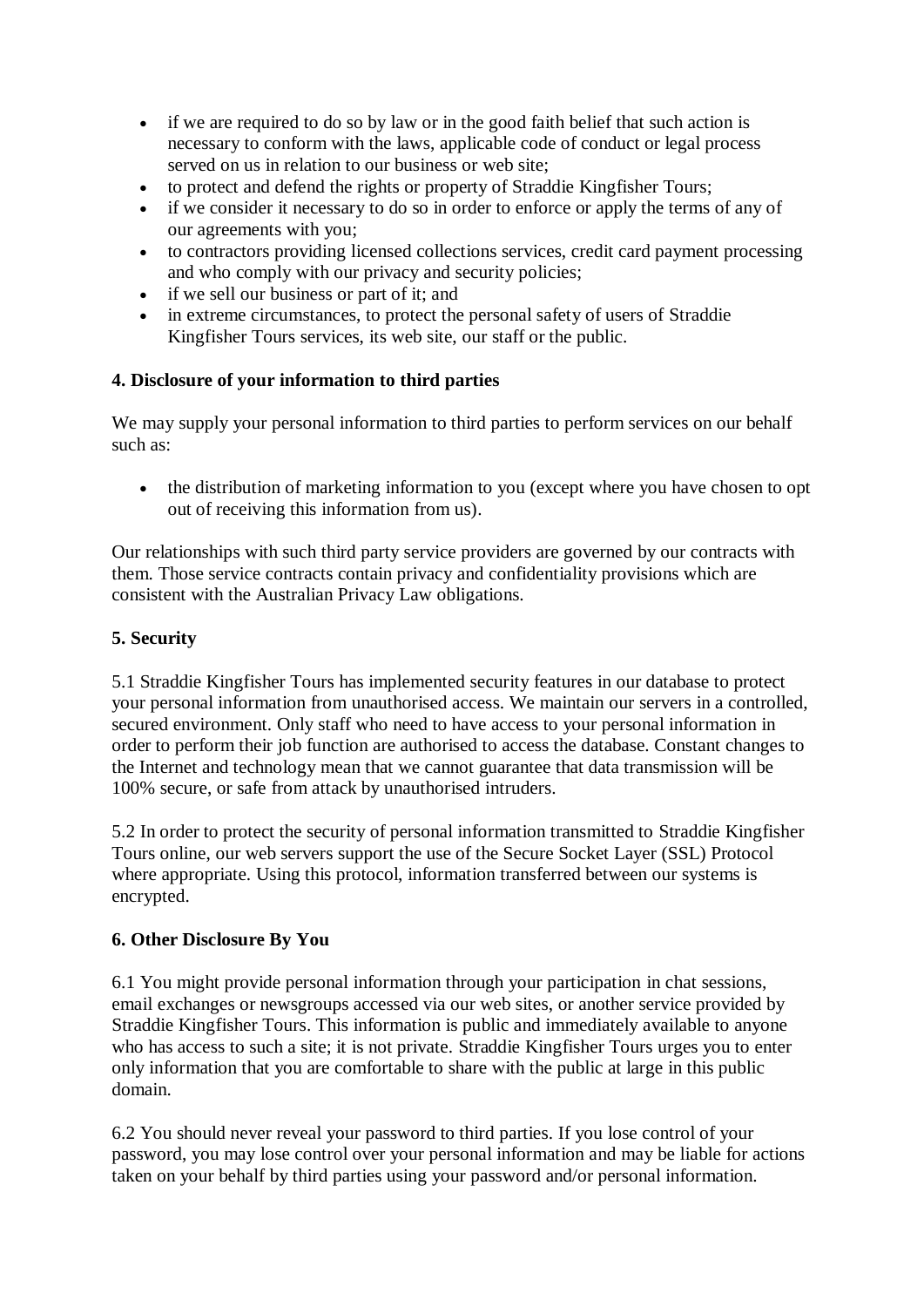- if we are required to do so by law or in the good faith belief that such action is necessary to conform with the laws, applicable code of conduct or legal process served on us in relation to our business or web site;
- to protect and defend the rights or property of Straddie Kingfisher Tours;
- if we consider it necessary to do so in order to enforce or apply the terms of any of our agreements with you;
- to contractors providing licensed collections services, credit card payment processing and who comply with our privacy and security policies;
- if we sell our business or part of it; and
- in extreme circumstances, to protect the personal safety of users of Straddie Kingfisher Tours services, its web site, our staff or the public.

**4. Disclosure of your information to third parties**

We may supply your personal information to third parties to perform services on our behalf such as:

- the distribution of marketing information to you (except where you have chosen to opt out of receiving this information from us).

Our relationships with such third party service providers are governed by our contracts with them. Those service contracts contain privacy and confidentiality provisions which are consistent with the Australian Privacy Law obligations.

**5. Security**

5.1 Straddie Kingfisher Tours has implemented security features in our database to protect your personal information from unauthorised access. We maintain our servers in a controlled, secured environment. Only staff who need to have access to your personal information in order to perform their job function are authorised to access the database. Constant changes to the Internet and technology mean that we cannot guarantee that data transmission will be 100% secure, or safe from attack by unauthorised intruders.

5.2 In order to protect the security of personal information transmitted to Straddie Kingfisher Tours online, our web servers support the use of the Secure Socket Layer (SSL) Protocol where appropriate. Using this protocol, information transferred between our systems is encrypted.

**6. Other Disclosure By You**

6.1 You might provide personal information through your participation in chat sessions, email exchanges or newsgroups accessed via our web sites, or another service provided by Straddie Kingfisher Tours. This information is public and immediately available to anyone who has access to such a site; it is not private. Straddie Kingfisher Tours urges you to enter only information that you are comfortable to share with the public at large in this public domain.

6.2 You should never reveal your password to third parties. If you lose control of your password, you may lose control over your personal information and may be liable for actions taken on your behalf by third parties using your password and/or personal information.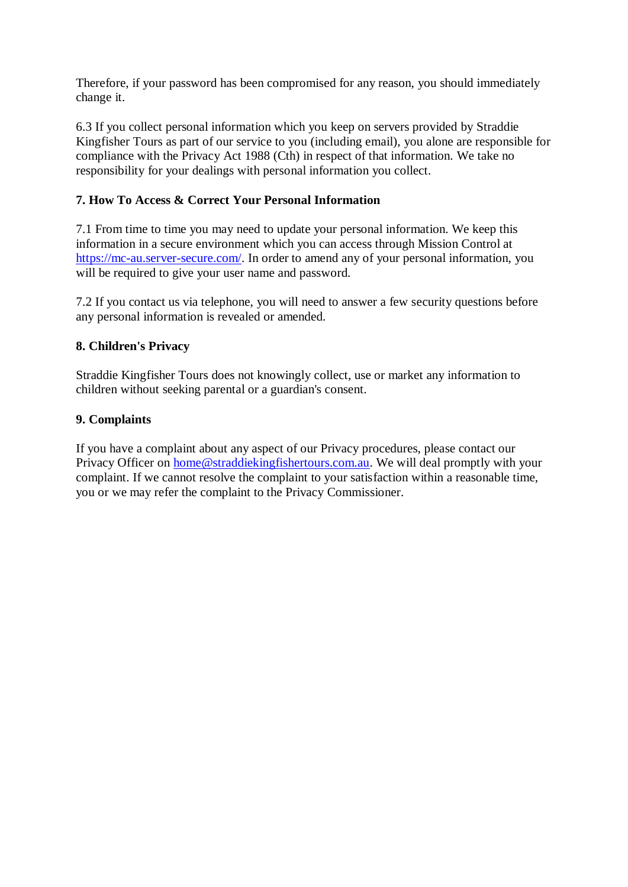Therefore, if your password has been compromised for any reason, you should immediately change it.

6.3 If you collect personal information which you keep on servers provided by Straddie Kingfisher Tours as part of our service to you (including email), you alone are responsible for compliance with the Privacy Act 1988 (Cth) in respect of that information. We take no responsibility for your dealings with personal information you collect.

**7. How To Access & Correct Your Personal Information**

7.1 From time to time you may need to update your personal information. We keep this information in a secure environment which you can access through Mission Control at [https://mc-au.server-secure.com/](https://mc-au.server-secure.com/). In order to amend any of your personal information, you will be required to give your user name and password.

7.2 If you contact us via telephone, you will need to answer a few security questions before any personal information is revealed or amended.

**8. Children's Privacy**

Straddie Kingfisher Tours does not knowingly collect, use or market any information to children without seeking parental or a guardian's consent.

**9. Complaints**

If you have a complaint about any aspect of our Privacy procedures, please contact our Privacy Officer on [home@straddiekingfishertours.com.au](mailto:home@straddiekingfishertours.com.au). We will deal promptly with your complaint. If we cannot resolve the complaint to your satisfaction within a reasonable time, you or we may refer the complaint to the Privacy Commissioner.